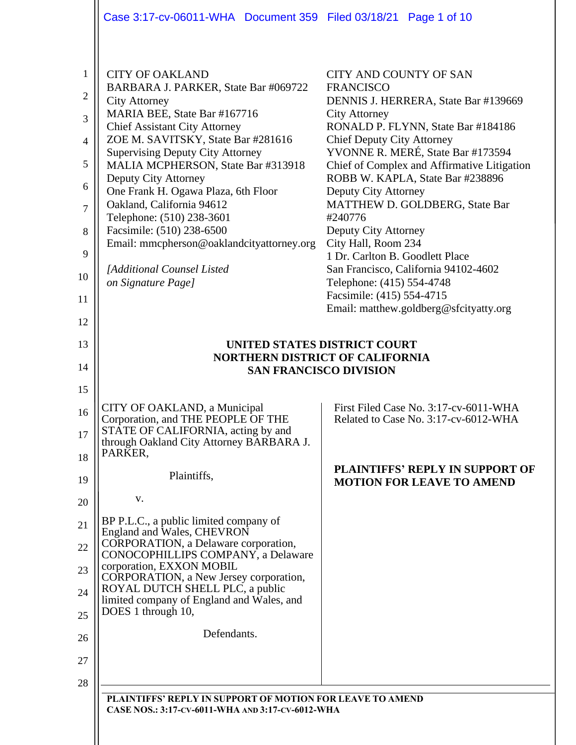CITY OF OAKLAND
BARBARA J. PARKER, State Bar #069722
City Attorney
MARIA BEE, State Bar #167716
Chief Assistant City Attorney
ZOE M. SAVITSKY, State Bar #281616
Supervising Deputy City Attorney
MALIA MCPHERSON, State Bar #313918
Deputy City Attorney
One Frank H. Ogawa Plaza, 6th Floor
Oakland, California 94612
Telephone: (510) 238-3601
Facsimile: (510) 238-6500
Email: mmcpherson@oaklandcityattorney.org

*[Additional Counsel Listed on Signature Page]*

CITY AND COUNTY OF SAN FRANCISCO
DENNIS J. HERRERA, State Bar #139669
City Attorney
RONALD P. FLYNN, State Bar #184186
Chief Deputy City Attorney
YVONNE R. MERÉ, State Bar #173594
Chief of Complex and Affirmative Litigation
ROBB W. KAPLA, State Bar #238896
Deputy City Attorney
MATTHEW D. GOLDBERG, State Bar #240776
Deputy City Attorney
City Hall, Room 234
1 Dr. Carlton B. Goodlett Place
San Francisco, California 94102-4602
Telephone: (415) 554-4748
Facsimile: (415) 554-4715
Email: matthew.goldberg@sfcityatty.org

**UNITED STATES DISTRICT COURT**
**NORTHERN DISTRICT OF CALIFORNIA**
**SAN FRANCISCO DIVISION**

CITY OF OAKLAND, a Municipal Corporation, and THE PEOPLE OF THE STATE OF CALIFORNIA, acting by and through Oakland City Attorney BARBARA J. PARKER,

Plaintiffs,

v.

BP P.L.C., a public limited company of England and Wales, CHEVRON CORPORATION, a Delaware corporation, CONOCOPHILLIPS COMPANY, a Delaware corporation, EXXON MOBIL CORPORATION, a New Jersey corporation, ROYAL DUTCH SHELL PLC, a public limited company of England and Wales, and DOES 1 through 10,

Defendants.

First Filed Case No. 3:17-cv-6011-WHA
Related to Case No. 3:17-cv-6012-WHA

**PLAINTIFFS' REPLY IN SUPPORT OF MOTION FOR LEAVE TO AMEND**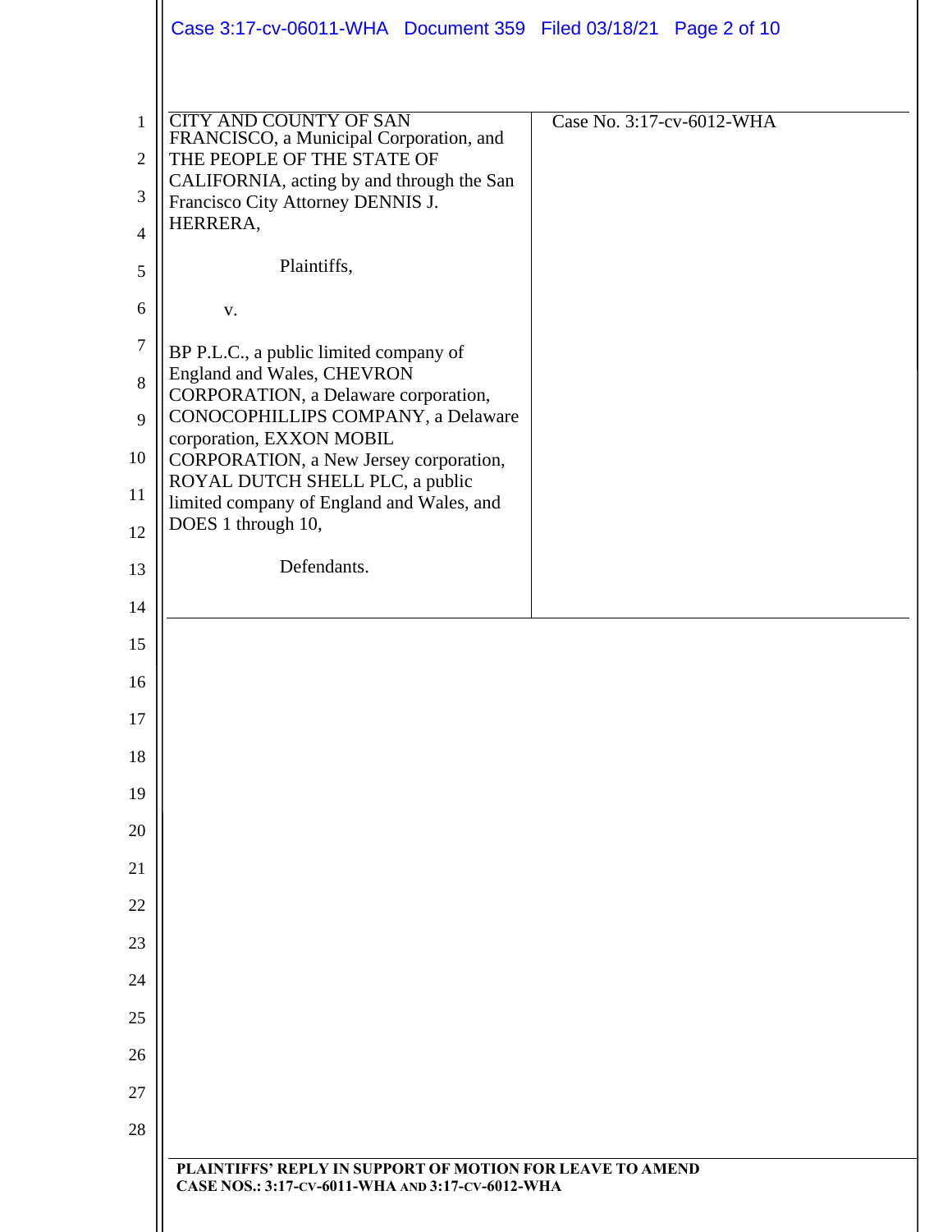| CITY AND COUNTY OF SAN FRANCISCO, a Municipal Corporation, and THE PEOPLE OF THE STATE OF CALIFORNIA, acting by and through the San Francisco City Attorney DENNIS J. HERRERA,<br><br>Plaintiffs,<br><br>v.<br><br>BP P.L.C., a public limited company of England and Wales, CHEVRON CORPORATION, a Delaware corporation, CONOCOPHILLIPS COMPANY, a Delaware corporation, EXXON MOBIL CORPORATION, a New Jersey corporation, ROYAL DUTCH SHELL PLC, a public limited company of England and Wales, and DOES 1 through 10,<br><br>Defendants. | Case No. 3:17-cv-6012-WHA |
| --- | --- |

PLAINTIFFS' REPLY IN SUPPORT OF MOTION FOR LEAVE TO AMEND
CASE NOS.: 3:17-CV-6011-WHA AND 3:17-CV-6012-WHA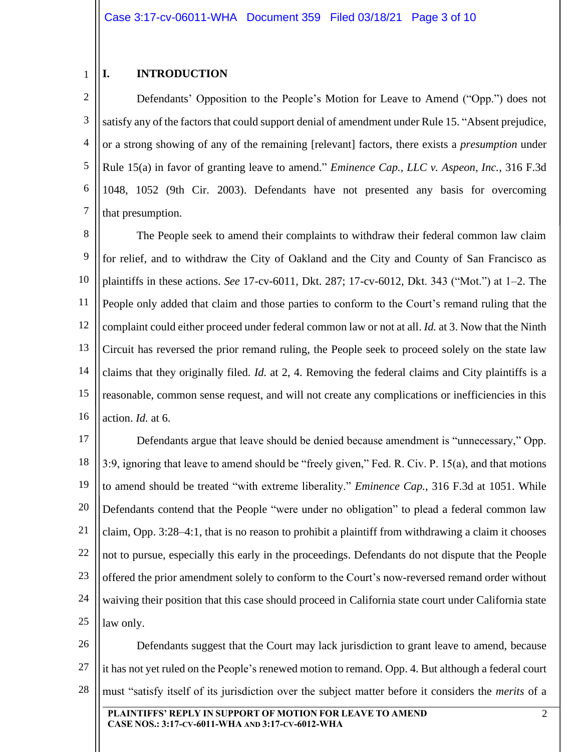## I. INTRODUCTION

Defendants' Opposition to the People's Motion for Leave to Amend ("Opp.") does not satisfy any of the factors that could support denial of amendment under Rule 15. "Absent prejudice, or a strong showing of any of the remaining [relevant] factors, there exists a *presumption* under Rule 15(a) in favor of granting leave to amend." *Eminence Cap., LLC v. Aspeon, Inc.*, 316 F.3d 1048, 1052 (9th Cir. 2003). Defendants have not presented any basis for overcoming that presumption.

The People seek to amend their complaints to withdraw their federal common law claim for relief, and to withdraw the City of Oakland and the City and County of San Francisco as plaintiffs in these actions. *See* 17-cv-6011, Dkt. 287; 17-cv-6012, Dkt. 343 ("Mot.") at 1–2. The People only added that claim and those parties to conform to the Court's remand ruling that the complaint could either proceed under federal common law or not at all. *Id.* at 3. Now that the Ninth Circuit has reversed the prior remand ruling, the People seek to proceed solely on the state law claims that they originally filed. *Id.* at 2, 4. Removing the federal claims and City plaintiffs is a reasonable, common sense request, and will not create any complications or inefficiencies in this action. *Id.* at 6.

Defendants argue that leave should be denied because amendment is "unnecessary," Opp. 3:9, ignoring that leave to amend should be "freely given," Fed. R. Civ. P. 15(a), and that motions to amend should be treated "with extreme liberality." *Eminence Cap.*, 316 F.3d at 1051. While Defendants contend that the People "were under no obligation" to plead a federal common law claim, Opp. 3:28–4:1, that is no reason to prohibit a plaintiff from withdrawing a claim it chooses not to pursue, especially this early in the proceedings. Defendants do not dispute that the People offered the prior amendment solely to conform to the Court's now-reversed remand order without waiving their position that this case should proceed in California state court under California state law only.

Defendants suggest that the Court may lack jurisdiction to grant leave to amend, because it has not yet ruled on the People's renewed motion to remand. Opp. 4. But although a federal court must "satisfy itself of its jurisdiction over the subject matter before it considers the *merits* of a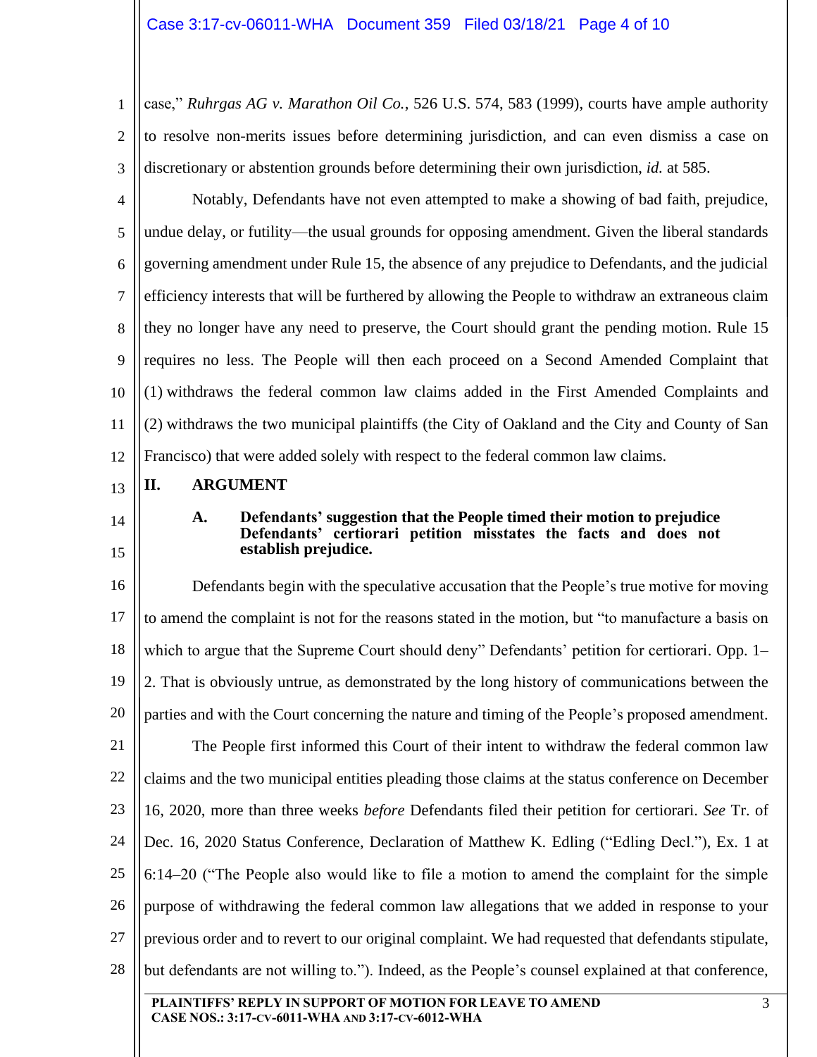case," *Ruhrgas AG v. Marathon Oil Co.*, 526 U.S. 574, 583 (1999), courts have ample authority to resolve non-merits issues before determining jurisdiction, and can even dismiss a case on discretionary or abstention grounds before determining their own jurisdiction, *id.* at 585.

Notably, Defendants have not even attempted to make a showing of bad faith, prejudice, undue delay, or futility—the usual grounds for opposing amendment. Given the liberal standards governing amendment under Rule 15, the absence of any prejudice to Defendants, and the judicial efficiency interests that will be furthered by allowing the People to withdraw an extraneous claim they no longer have any need to preserve, the Court should grant the pending motion. Rule 15 requires no less. The People will then each proceed on a Second Amended Complaint that (1) withdraws the federal common law claims added in the First Amended Complaints and (2) withdraws the two municipal plaintiffs (the City of Oakland and the City and County of San Francisco) that were added solely with respect to the federal common law claims.

## II. ARGUMENT

### A. Defendants' suggestion that the People timed their motion to prejudice Defendants' certiorari petition misstates the facts and does not establish prejudice.

Defendants begin with the speculative accusation that the People's true motive for moving to amend the complaint is not for the reasons stated in the motion, but "to manufacture a basis on which to argue that the Supreme Court should deny" Defendants' petition for certiorari. Opp. 1–2. That is obviously untrue, as demonstrated by the long history of communications between the parties and with the Court concerning the nature and timing of the People's proposed amendment.

The People first informed this Court of their intent to withdraw the federal common law claims and the two municipal entities pleading those claims at the status conference on December 16, 2020, more than three weeks *before* Defendants filed their petition for certiorari. *See* Tr. of Dec. 16, 2020 Status Conference, Declaration of Matthew K. Edling ("Edling Decl."), Ex. 1 at 6:14–20 ("The People also would like to file a motion to amend the complaint for the simple purpose of withdrawing the federal common law allegations that we added in response to your previous order and to revert to our original complaint. We had requested that defendants stipulate, but defendants are not willing to."). Indeed, as the People's counsel explained at that conference,

PLAINTIFFS' REPLY IN SUPPORT OF MOTION FOR LEAVE TO AMEND
CASE NOS.: 3:17-CV-6011-WHA AND 3:17-CV-6012-WHA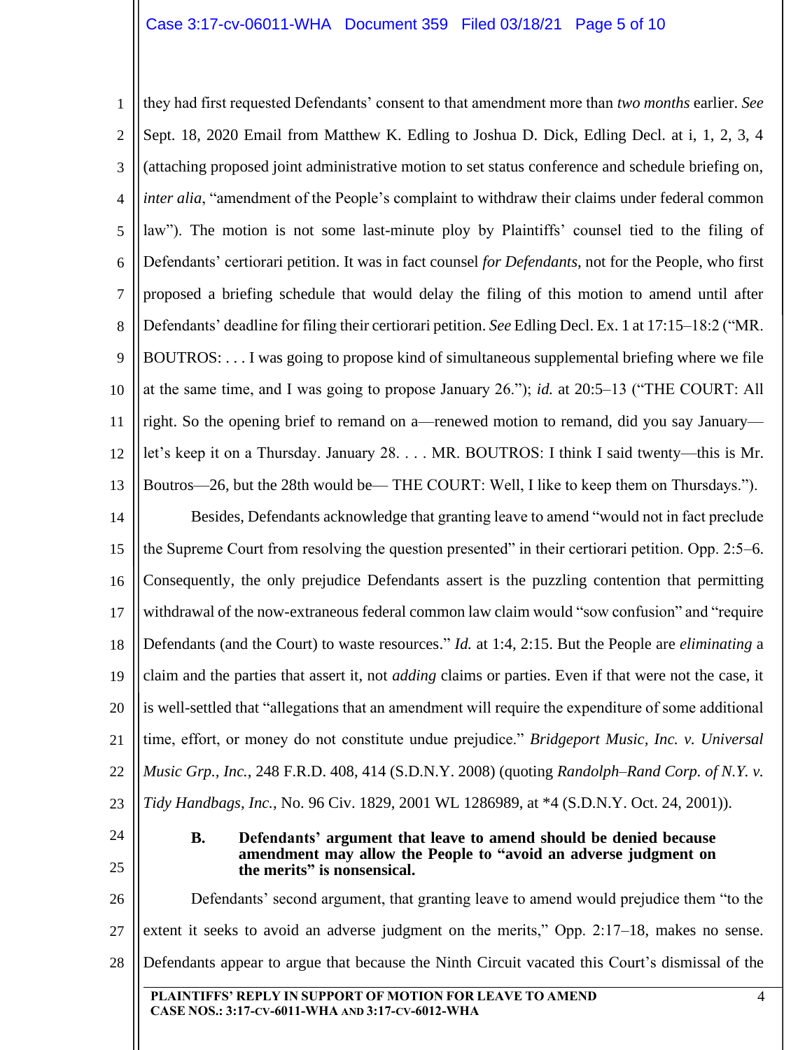they had first requested Defendants' consent to that amendment more than *two months* earlier. *See* Sept. 18, 2020 Email from Matthew K. Edling to Joshua D. Dick, Edling Decl. at i, 1, 2, 3, 4 (attaching proposed joint administrative motion to set status conference and schedule briefing on, *inter alia*, "amendment of the People's complaint to withdraw their claims under federal common law"). The motion is not some last-minute ploy by Plaintiffs' counsel tied to the filing of Defendants' certiorari petition. It was in fact counsel *for Defendants*, not for the People, who first proposed a briefing schedule that would delay the filing of this motion to amend until after Defendants' deadline for filing their certiorari petition. *See* Edling Decl. Ex. 1 at 17:15–18:2 ("MR. BOUTROS: . . . I was going to propose kind of simultaneous supplemental briefing where we file at the same time, and I was going to propose January 26."); *id.* at 20:5–13 ("THE COURT: All right. So the opening brief to remand on a—renewed motion to remand, did you say January—let's keep it on a Thursday. January 28. . . . MR. BOUTROS: I think I said twenty—this is Mr. Boutros—26, but the 28th would be— THE COURT: Well, I like to keep them on Thursdays.").

Besides, Defendants acknowledge that granting leave to amend "would not in fact preclude the Supreme Court from resolving the question presented" in their certiorari petition. Opp. 2:5–6. Consequently, the only prejudice Defendants assert is the puzzling contention that permitting withdrawal of the now-extraneous federal common law claim would "sow confusion" and "require Defendants (and the Court) to waste resources." *Id.* at 1:4, 2:15. But the People are *eliminating* a claim and the parties that assert it, not *adding* claims or parties. Even if that were not the case, it is well-settled that "allegations that an amendment will require the expenditure of some additional time, effort, or money do not constitute undue prejudice." *Bridgeport Music, Inc. v. Universal Music Grp., Inc.*, 248 F.R.D. 408, 414 (S.D.N.Y. 2008) (quoting *Randolph–Rand Corp. of N.Y. v. Tidy Handbags, Inc.*, No. 96 Civ. 1829, 2001 WL 1286989, at *4 (S.D.N.Y. Oct. 24, 2001)).

### B. Defendants' argument that leave to amend should be denied because amendment may allow the People to "avoid an adverse judgment on the merits" is nonsensical.

Defendants' second argument, that granting leave to amend would prejudice them "to the extent it seeks to avoid an adverse judgment on the merits," Opp. 2:17–18, makes no sense. Defendants appear to argue that because the Ninth Circuit vacated this Court's dismissal of the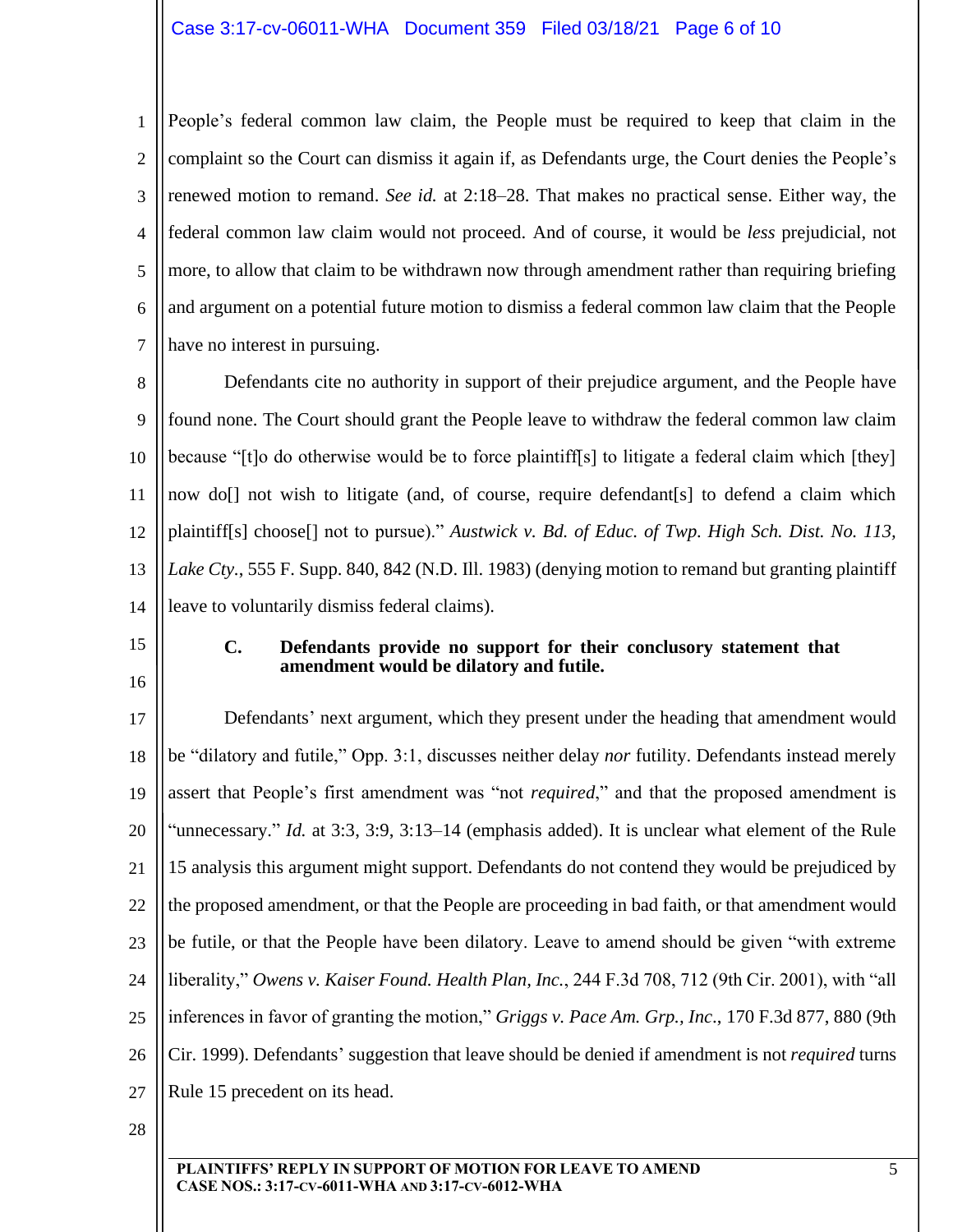People's federal common law claim, the People must be required to keep that claim in the complaint so the Court can dismiss it again if, as Defendants urge, the Court denies the People's renewed motion to remand. *See id.* at 2:18–28. That makes no practical sense. Either way, the federal common law claim would not proceed. And of course, it would be *less* prejudicial, not more, to allow that claim to be withdrawn now through amendment rather than requiring briefing and argument on a potential future motion to dismiss a federal common law claim that the People have no interest in pursuing.

Defendants cite no authority in support of their prejudice argument, and the People have found none. The Court should grant the People leave to withdraw the federal common law claim because "[t]o do otherwise would be to force plaintiff[s] to litigate a federal claim which [they] now do[] not wish to litigate (and, of course, require defendant[s] to defend a claim which plaintiff[s] choose[] not to pursue)." *Austwick v. Bd. of Educ. of Twp. High Sch. Dist. No. 113, Lake Cty.*, 555 F. Supp. 840, 842 (N.D. Ill. 1983) (denying motion to remand but granting plaintiff leave to voluntarily dismiss federal claims).

### C. Defendants provide no support for their conclusory statement that amendment would be dilatory and futile.

Defendants' next argument, which they present under the heading that amendment would be "dilatory and futile," Opp. 3:1, discusses neither delay *nor* futility. Defendants instead merely assert that People's first amendment was "not *required*," and that the proposed amendment is "unnecessary." *Id.* at 3:3, 3:9, 3:13–14 (emphasis added). It is unclear what element of the Rule 15 analysis this argument might support. Defendants do not contend they would be prejudiced by the proposed amendment, or that the People are proceeding in bad faith, or that amendment would be futile, or that the People have been dilatory. Leave to amend should be given "with extreme liberality," *Owens v. Kaiser Found. Health Plan, Inc.*, 244 F.3d 708, 712 (9th Cir. 2001), with "all inferences in favor of granting the motion," *Griggs v. Pace Am. Grp., Inc.*, 170 F.3d 877, 880 (9th Cir. 1999). Defendants' suggestion that leave should be denied if amendment is not *required* turns Rule 15 precedent on its head.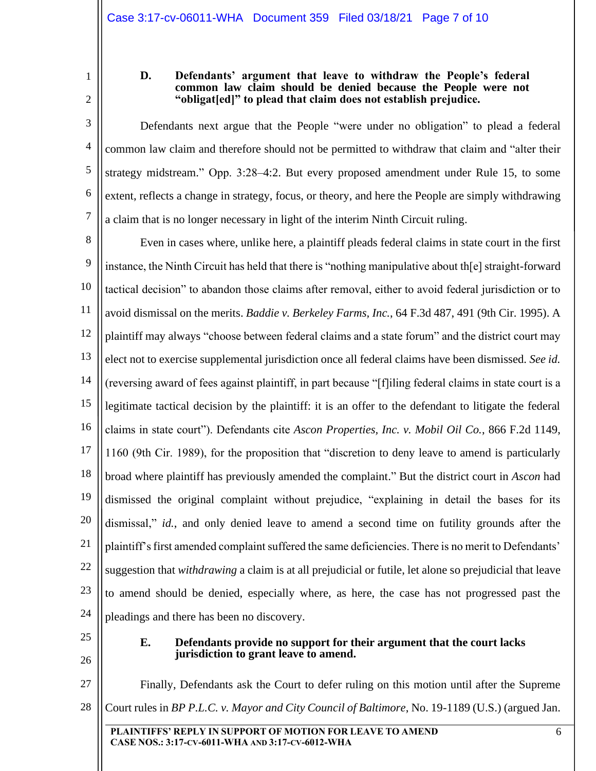### D. Defendants' argument that leave to withdraw the People's federal common law claim should be denied because the People were not "obligat[ed]" to plead that claim does not establish prejudice.

Defendants next argue that the People "were under no obligation" to plead a federal common law claim and therefore should not be permitted to withdraw that claim and "alter their strategy midstream." Opp. 3:28–4:2. But every proposed amendment under Rule 15, to some extent, reflects a change in strategy, focus, or theory, and here the People are simply withdrawing a claim that is no longer necessary in light of the interim Ninth Circuit ruling.

Even in cases where, unlike here, a plaintiff pleads federal claims in state court in the first instance, the Ninth Circuit has held that there is "nothing manipulative about th[e] straight-forward tactical decision" to abandon those claims after removal, either to avoid federal jurisdiction or to avoid dismissal on the merits. *Baddie v. Berkeley Farms, Inc.*, 64 F.3d 487, 491 (9th Cir. 1995). A plaintiff may always "choose between federal claims and a state forum" and the district court may elect not to exercise supplemental jurisdiction once all federal claims have been dismissed. *See id.* (reversing award of fees against plaintiff, in part because "[f]iling federal claims in state court is a legitimate tactical decision by the plaintiff: it is an offer to the defendant to litigate the federal claims in state court"). Defendants cite *Ascon Properties, Inc. v. Mobil Oil Co.*, 866 F.2d 1149, 1160 (9th Cir. 1989), for the proposition that "discretion to deny leave to amend is particularly broad where plaintiff has previously amended the complaint." But the district court in *Ascon* had dismissed the original complaint without prejudice, "explaining in detail the bases for its dismissal," *id.*, and only denied leave to amend a second time on futility grounds after the plaintiff's first amended complaint suffered the same deficiencies. There is no merit to Defendants' suggestion that *withdrawing* a claim is at all prejudicial or futile, let alone so prejudicial that leave to amend should be denied, especially where, as here, the case has not progressed past the pleadings and there has been no discovery.

### E. Defendants provide no support for their argument that the court lacks jurisdiction to grant leave to amend.

Finally, Defendants ask the Court to defer ruling on this motion until after the Supreme Court rules in *BP P.L.C. v. Mayor and City Council of Baltimore*, No. 19-1189 (U.S.) (argued Jan.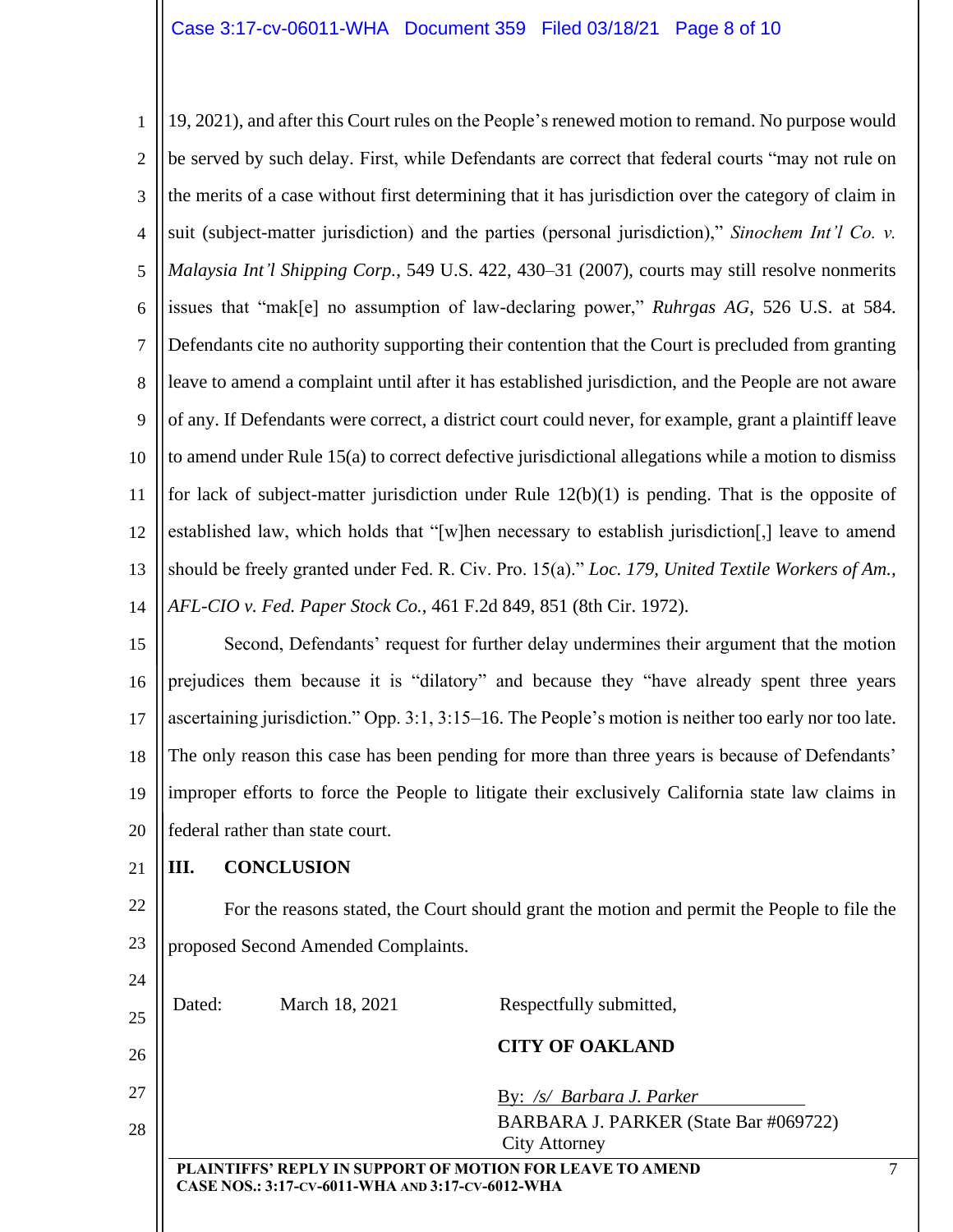19, 2021), and after this Court rules on the People's renewed motion to remand. No purpose would be served by such delay. First, while Defendants are correct that federal courts "may not rule on the merits of a case without first determining that it has jurisdiction over the category of claim in suit (subject-matter jurisdiction) and the parties (personal jurisdiction)," *Sinochem Int'l Co. v. Malaysia Int'l Shipping Corp.*, 549 U.S. 422, 430–31 (2007), courts may still resolve nonmerits issues that "mak[e] no assumption of law-declaring power," *Ruhrgas AG*, 526 U.S. at 584. Defendants cite no authority supporting their contention that the Court is precluded from granting leave to amend a complaint until after it has established jurisdiction, and the People are not aware of any. If Defendants were correct, a district court could never, for example, grant a plaintiff leave to amend under Rule 15(a) to correct defective jurisdictional allegations while a motion to dismiss for lack of subject-matter jurisdiction under Rule 12(b)(1) is pending. That is the opposite of established law, which holds that "[w]hen necessary to establish jurisdiction[,] leave to amend should be freely granted under Fed. R. Civ. Pro. 15(a)." *Loc. 179, United Textile Workers of Am., AFL-CIO v. Fed. Paper Stock Co.*, 461 F.2d 849, 851 (8th Cir. 1972).

Second, Defendants' request for further delay undermines their argument that the motion prejudices them because it is "dilatory" and because they "have already spent three years ascertaining jurisdiction." Opp. 3:1, 3:15–16. The People's motion is neither too early nor too late. The only reason this case has been pending for more than three years is because of Defendants' improper efforts to force the People to litigate their exclusively California state law claims in federal rather than state court.

## III. CONCLUSION

For the reasons stated, the Court should grant the motion and permit the People to file the proposed Second Amended Complaints.

Dated: March 18, 2021

Respectfully submitted,

**CITY OF OAKLAND**

By: */s/ Barbara J. Parker*
BARBARA J. PARKER (State Bar #069722)
City Attorney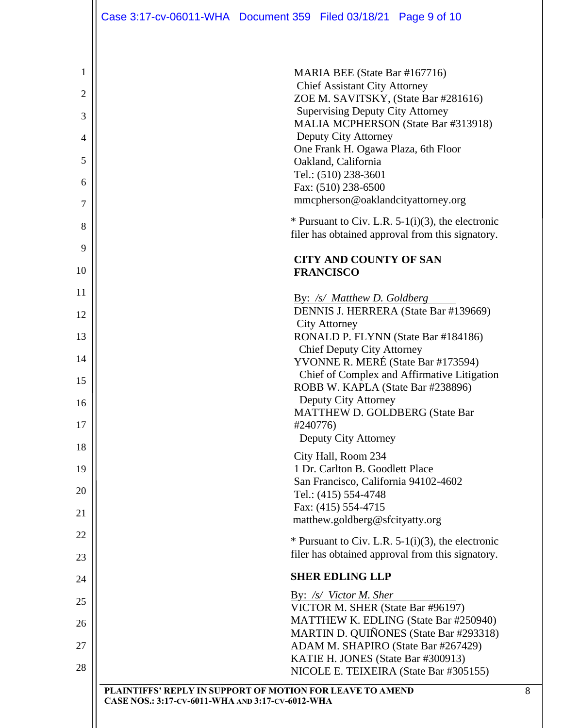MARIA BEE (State Bar #167716)
Chief Assistant City Attorney
ZOE M. SAVITSKY, (State Bar #281616)
Supervising Deputy City Attorney
MALIA MCPHERSON (State Bar #313918)
Deputy City Attorney
One Frank H. Ogawa Plaza, 6th Floor
Oakland, California
Tel.: (510) 238-3601
Fax: (510) 238-6500
mmcpherson@oaklandcityattorney.org

* Pursuant to Civ. L.R. 5-1(i)(3), the electronic filer has obtained approval from this signatory.

**CITY AND COUNTY OF SAN FRANCISCO**

By: */s/ Matthew D. Goldberg*
DENNIS J. HERRERA (State Bar #139669)
City Attorney
RONALD P. FLYNN (State Bar #184186)
Chief Deputy City Attorney
YVONNE R. MERÉ (State Bar #173594)
Chief of Complex and Affirmative Litigation
ROBB W. KAPLA (State Bar #238896)
Deputy City Attorney
MATTHEW D. GOLDBERG (State Bar #240776)
Deputy City Attorney

City Hall, Room 234
1 Dr. Carlton B. Goodlett Place
San Francisco, California 94102-4602
Tel.: (415) 554-4748
Fax: (415) 554-4715
matthew.goldberg@sfcityatty.org

* Pursuant to Civ. L.R. 5-1(i)(3), the electronic filer has obtained approval from this signatory.

**SHER EDLING LLP**

By: */s/ Victor M. Sher*
VICTOR M. SHER (State Bar #96197)
MATTHEW K. EDLING (State Bar #250940)
MARTIN D. QUIÑONES (State Bar #293318)
ADAM M. SHAPIRO (State Bar #267429)
KATIE H. JONES (State Bar #300913)
NICOLE E. TEIXEIRA (State Bar #305155)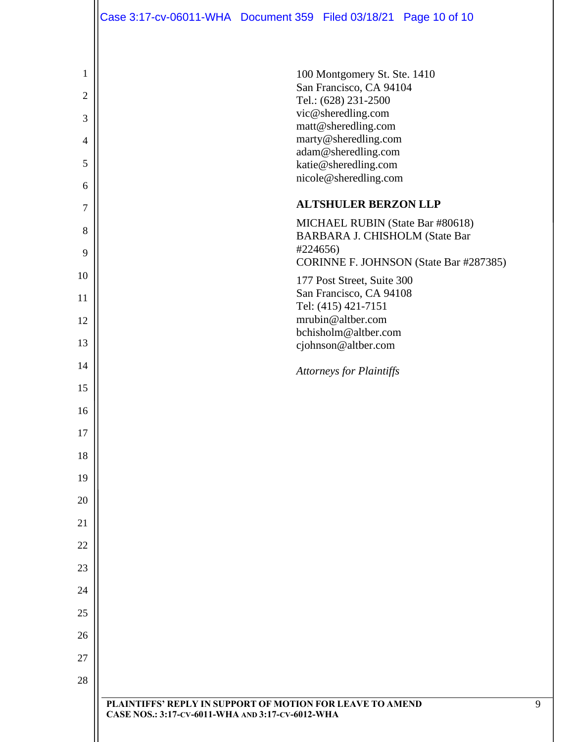100 Montgomery St. Ste. 1410
San Francisco, CA 94104
Tel.: (628) 231-2500
vic@sheredling.com
matt@sheredling.com
marty@sheredling.com
adam@sheredling.com
katie@sheredling.com
nicole@sheredling.com

**ALTSHULER BERZON LLP**

MICHAEL RUBIN (State Bar #80618)
BARBARA J. CHISHOLM (State Bar #224656)
CORINNE F. JOHNSON (State Bar #287385)

177 Post Street, Suite 300
San Francisco, CA 94108
Tel: (415) 421-7151
mrubin@altber.com
bchisholm@altber.com
cjohnson@altber.com

*Attorneys for Plaintiffs*